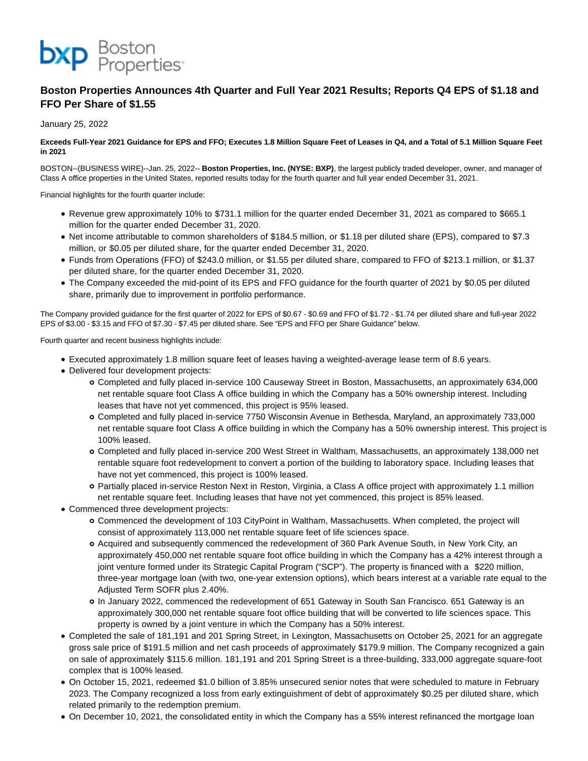**bxp** Boston Properties

# Boston Properties Announces 4th Quarter and Full Year 2021 Results; Reports Q4 EPS of $1.18 and FFO Per Share of $1.55

January 25, 2022

**Exceeds Full-Year 2021 Guidance for EPS and FFO; Executes 1.8 Million Square Feet of Leases in Q4, and a Total of 5.1 Million Square Feet in 2021**

BOSTON--(BUSINESS WIRE)--Jan. 25, 2022-- **Boston Properties, Inc. (NYSE: BXP)**, the largest publicly traded developer, owner, and manager of Class A office properties in the United States, reported results today for the fourth quarter and full year ended December 31, 2021.

Financial highlights for the fourth quarter include:

- Revenue grew approximately 10% to $731.1 million for the quarter ended December 31, 2021 as compared to $665.1 million for the quarter ended December 31, 2020.
- Net income attributable to common shareholders of $184.5 million, or $1.18 per diluted share (EPS), compared to $7.3 million, or $0.05 per diluted share, for the quarter ended December 31, 2020.
- Funds from Operations (FFO) of $243.0 million, or $1.55 per diluted share, compared to FFO of $213.1 million, or $1.37 per diluted share, for the quarter ended December 31, 2020.
- The Company exceeded the mid-point of its EPS and FFO guidance for the fourth quarter of 2021 by $0.05 per diluted share, primarily due to improvement in portfolio performance.

The Company provided guidance for the first quarter of 2022 for EPS of $0.67 - $0.69 and FFO of $1.72 - $1.74 per diluted share and full-year 2022 EPS of $3.00 - $3.15 and FFO of $7.30 - $7.45 per diluted share. See "EPS and FFO per Share Guidance" below.

Fourth quarter and recent business highlights include:

- Executed approximately 1.8 million square feet of leases having a weighted-average lease term of 8.6 years.
- Delivered four development projects:
  - Completed and fully placed in-service 100 Causeway Street in Boston, Massachusetts, an approximately 634,000 net rentable square foot Class A office building in which the Company has a 50% ownership interest. Including leases that have not yet commenced, this project is 95% leased.
  - Completed and fully placed in-service 7750 Wisconsin Avenue in Bethesda, Maryland, an approximately 733,000 net rentable square foot Class A office building in which the Company has a 50% ownership interest. This project is 100% leased.
  - Completed and fully placed in-service 200 West Street in Waltham, Massachusetts, an approximately 138,000 net rentable square foot redevelopment to convert a portion of the building to laboratory space. Including leases that have not yet commenced, this project is 100% leased.
  - Partially placed in-service Reston Next in Reston, Virginia, a Class A office project with approximately 1.1 million net rentable square feet. Including leases that have not yet commenced, this project is 85% leased.
- Commenced three development projects:
  - Commenced the development of 103 CityPoint in Waltham, Massachusetts. When completed, the project will consist of approximately 113,000 net rentable square feet of life sciences space.
  - Acquired and subsequently commenced the redevelopment of 360 Park Avenue South, in New York City, an approximately 450,000 net rentable square foot office building in which the Company has a 42% interest through a joint venture formed under its Strategic Capital Program ("SCP"). The property is financed with a $220 million, three-year mortgage loan (with two, one-year extension options), which bears interest at a variable rate equal to the Adjusted Term SOFR plus 2.40%.
  - In January 2022, commenced the redevelopment of 651 Gateway in South San Francisco. 651 Gateway is an approximately 300,000 net rentable square foot office building that will be converted to life sciences space. This property is owned by a joint venture in which the Company has a 50% interest.
- Completed the sale of 181,191 and 201 Spring Street, in Lexington, Massachusetts on October 25, 2021 for an aggregate gross sale price of $191.5 million and net cash proceeds of approximately $179.9 million. The Company recognized a gain on sale of approximately $115.6 million. 181,191 and 201 Spring Street is a three-building, 333,000 aggregate square-foot complex that is 100% leased.
- On October 15, 2021, redeemed $1.0 billion of 3.85% unsecured senior notes that were scheduled to mature in February 2023. The Company recognized a loss from early extinguishment of debt of approximately $0.25 per diluted share, which related primarily to the redemption premium.
- On December 10, 2021, the consolidated entity in which the Company has a 55% interest refinanced the mortgage loan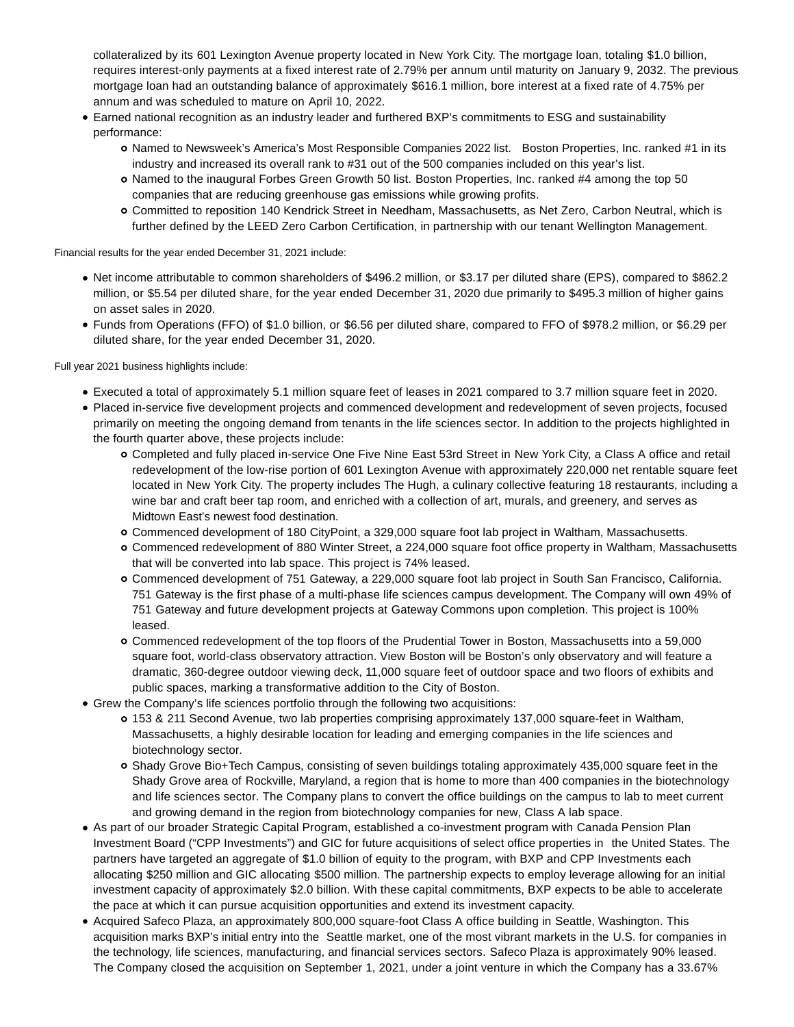collateralized by its 601 Lexington Avenue property located in New York City. The mortgage loan, totaling $1.0 billion, requires interest-only payments at a fixed interest rate of 2.79% per annum until maturity on January 9, 2032. The previous mortgage loan had an outstanding balance of approximately $616.1 million, bore interest at a fixed rate of 4.75% per annum and was scheduled to mature on April 10, 2022.

- Earned national recognition as an industry leader and furthered BXP's commitments to ESG and sustainability performance:
  - Named to Newsweek's America's Most Responsible Companies 2022 list. Boston Properties, Inc. ranked #1 in its industry and increased its overall rank to #31 out of the 500 companies included on this year's list.
  - Named to the inaugural Forbes Green Growth 50 list. Boston Properties, Inc. ranked #4 among the top 50 companies that are reducing greenhouse gas emissions while growing profits.
  - Committed to reposition 140 Kendrick Street in Needham, Massachusetts, as Net Zero, Carbon Neutral, which is further defined by the LEED Zero Carbon Certification, in partnership with our tenant Wellington Management.

Financial results for the year ended December 31, 2021 include:

- Net income attributable to common shareholders of $496.2 million, or $3.17 per diluted share (EPS), compared to $862.2 million, or $5.54 per diluted share, for the year ended December 31, 2020 due primarily to $495.3 million of higher gains on asset sales in 2020.
- Funds from Operations (FFO) of $1.0 billion, or $6.56 per diluted share, compared to FFO of $978.2 million, or $6.29 per diluted share, for the year ended December 31, 2020.

Full year 2021 business highlights include:

- Executed a total of approximately 5.1 million square feet of leases in 2021 compared to 3.7 million square feet in 2020.
- Placed in-service five development projects and commenced development and redevelopment of seven projects, focused primarily on meeting the ongoing demand from tenants in the life sciences sector. In addition to the projects highlighted in the fourth quarter above, these projects include:
  - Completed and fully placed in-service One Five Nine East 53rd Street in New York City, a Class A office and retail redevelopment of the low-rise portion of 601 Lexington Avenue with approximately 220,000 net rentable square feet located in New York City. The property includes The Hugh, a culinary collective featuring 18 restaurants, including a wine bar and craft beer tap room, and enriched with a collection of art, murals, and greenery, and serves as Midtown East's newest food destination.
  - Commenced development of 180 CityPoint, a 329,000 square foot lab project in Waltham, Massachusetts.
  - Commenced redevelopment of 880 Winter Street, a 224,000 square foot office property in Waltham, Massachusetts that will be converted into lab space. This project is 74% leased.
  - Commenced development of 751 Gateway, a 229,000 square foot lab project in South San Francisco, California. 751 Gateway is the first phase of a multi-phase life sciences campus development. The Company will own 49% of 751 Gateway and future development projects at Gateway Commons upon completion. This project is 100% leased.
  - Commenced redevelopment of the top floors of the Prudential Tower in Boston, Massachusetts into a 59,000 square foot, world-class observatory attraction. View Boston will be Boston's only observatory and will feature a dramatic, 360-degree outdoor viewing deck, 11,000 square feet of outdoor space and two floors of exhibits and public spaces, marking a transformative addition to the City of Boston.
- Grew the Company's life sciences portfolio through the following two acquisitions:
  - 153 & 211 Second Avenue, two lab properties comprising approximately 137,000 square-feet in Waltham, Massachusetts, a highly desirable location for leading and emerging companies in the life sciences and biotechnology sector.
  - Shady Grove Bio+Tech Campus, consisting of seven buildings totaling approximately 435,000 square feet in the Shady Grove area of Rockville, Maryland, a region that is home to more than 400 companies in the biotechnology and life sciences sector. The Company plans to convert the office buildings on the campus to lab to meet current and growing demand in the region from biotechnology companies for new, Class A lab space.
- As part of our broader Strategic Capital Program, established a co-investment program with Canada Pension Plan Investment Board ("CPP Investments") and GIC for future acquisitions of select office properties in the United States. The partners have targeted an aggregate of $1.0 billion of equity to the program, with BXP and CPP Investments each allocating $250 million and GIC allocating $500 million. The partnership expects to employ leverage allowing for an initial investment capacity of approximately $2.0 billion. With these capital commitments, BXP expects to be able to accelerate the pace at which it can pursue acquisition opportunities and extend its investment capacity.
- Acquired Safeco Plaza, an approximately 800,000 square-foot Class A office building in Seattle, Washington. This acquisition marks BXP's initial entry into the Seattle market, one of the most vibrant markets in the U.S. for companies in the technology, life sciences, manufacturing, and financial services sectors. Safeco Plaza is approximately 90% leased. The Company closed the acquisition on September 1, 2021, under a joint venture in which the Company has a 33.67%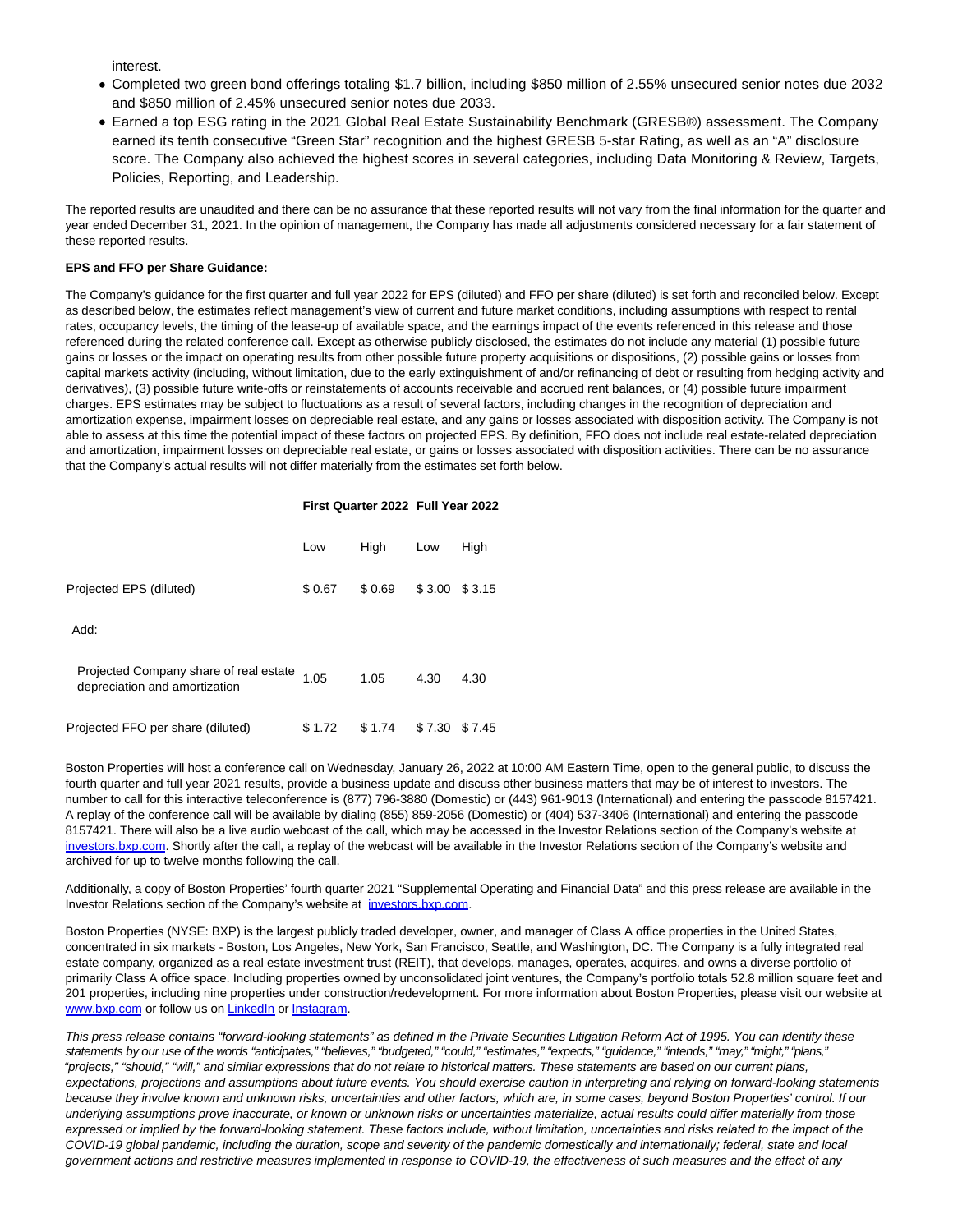interest.

- Completed two green bond offerings totaling $1.7 billion, including $850 million of 2.55% unsecured senior notes due 2032 and $850 million of 2.45% unsecured senior notes due 2033.
- Earned a top ESG rating in the 2021 Global Real Estate Sustainability Benchmark (GRESB®) assessment. The Company earned its tenth consecutive "Green Star" recognition and the highest GRESB 5-star Rating, as well as an "A" disclosure score. The Company also achieved the highest scores in several categories, including Data Monitoring & Review, Targets, Policies, Reporting, and Leadership.

The reported results are unaudited and there can be no assurance that these reported results will not vary from the final information for the quarter and year ended December 31, 2021. In the opinion of management, the Company has made all adjustments considered necessary for a fair statement of these reported results.

**EPS and FFO per Share Guidance:**

The Company's guidance for the first quarter and full year 2022 for EPS (diluted) and FFO per share (diluted) is set forth and reconciled below. Except as described below, the estimates reflect management's view of current and future market conditions, including assumptions with respect to rental rates, occupancy levels, the timing of the lease-up of available space, and the earnings impact of the events referenced in this release and those referenced during the related conference call. Except as otherwise publicly disclosed, the estimates do not include any material (1) possible future gains or losses or the impact on operating results from other possible future property acquisitions or dispositions, (2) possible gains or losses from capital markets activity (including, without limitation, due to the early extinguishment of and/or refinancing of debt or resulting from hedging activity and derivatives), (3) possible future write-offs or reinstatements of accounts receivable and accrued rent balances, or (4) possible future impairment charges. EPS estimates may be subject to fluctuations as a result of several factors, including changes in the recognition of depreciation and amortization expense, impairment losses on depreciable real estate, and any gains or losses associated with disposition activity. The Company is not able to assess at this time the potential impact of these factors on projected EPS. By definition, FFO does not include real estate-related depreciation and amortization, impairment losses on depreciable real estate, or gains or losses associated with disposition activities. There can be no assurance that the Company's actual results will not differ materially from the estimates set forth below.

| | **First Quarter 2022** | | **Full Year 2022** | |
|---|---|---|---|---|
| | Low | High | Low | High |
| Projected EPS (diluted) | $ 0.67 | $ 0.69 | $ 3.00 | $ 3.15 |
| Add: | | | | |
| Projected Company share of real estate depreciation and amortization | 1.05 | 1.05 | 4.30 | 4.30 |
| Projected FFO per share (diluted) | $ 1.72 | $ 1.74 | $ 7.30 | $ 7.45 |

Boston Properties will host a conference call on Wednesday, January 26, 2022 at 10:00 AM Eastern Time, open to the general public, to discuss the fourth quarter and full year 2021 results, provide a business update and discuss other business matters that may be of interest to investors. The number to call for this interactive teleconference is (877) 796-3880 (Domestic) or (443) 961-9013 (International) and entering the passcode 8157421. A replay of the conference call will be available by dialing (855) 859-2056 (Domestic) or (404) 537-3406 (International) and entering the passcode 8157421. There will also be a live audio webcast of the call, which may be accessed in the Investor Relations section of the Company's website at investors.bxp.com. Shortly after the call, a replay of the webcast will be available in the Investor Relations section of the Company's website and archived for up to twelve months following the call.

Additionally, a copy of Boston Properties' fourth quarter 2021 "Supplemental Operating and Financial Data" and this press release are available in the Investor Relations section of the Company's website at investors.bxp.com.

Boston Properties (NYSE: BXP) is the largest publicly traded developer, owner, and manager of Class A office properties in the United States, concentrated in six markets - Boston, Los Angeles, New York, San Francisco, Seattle, and Washington, DC. The Company is a fully integrated real estate company, organized as a real estate investment trust (REIT), that develops, manages, operates, acquires, and owns a diverse portfolio of primarily Class A office space. Including properties owned by unconsolidated joint ventures, the Company's portfolio totals 52.8 million square feet and 201 properties, including nine properties under construction/redevelopment. For more information about Boston Properties, please visit our website at www.bxp.com or follow us on LinkedIn or Instagram.

*This press release contains "forward-looking statements" as defined in the Private Securities Litigation Reform Act of 1995. You can identify these statements by our use of the words "anticipates," "believes," "budgeted," "could," "estimates," "expects," "guidance," "intends," "may," "might," "plans," "projects," "should," "will," and similar expressions that do not relate to historical matters. These statements are based on our current plans, expectations, projections and assumptions about future events. You should exercise caution in interpreting and relying on forward-looking statements because they involve known and unknown risks, uncertainties and other factors, which are, in some cases, beyond Boston Properties' control. If our underlying assumptions prove inaccurate, or known or unknown risks or uncertainties materialize, actual results could differ materially from those expressed or implied by the forward-looking statement. These factors include, without limitation, uncertainties and risks related to the impact of the COVID-19 global pandemic, including the duration, scope and severity of the pandemic domestically and internationally; federal, state and local government actions and restrictive measures implemented in response to COVID-19, the effectiveness of such measures and the effect of any*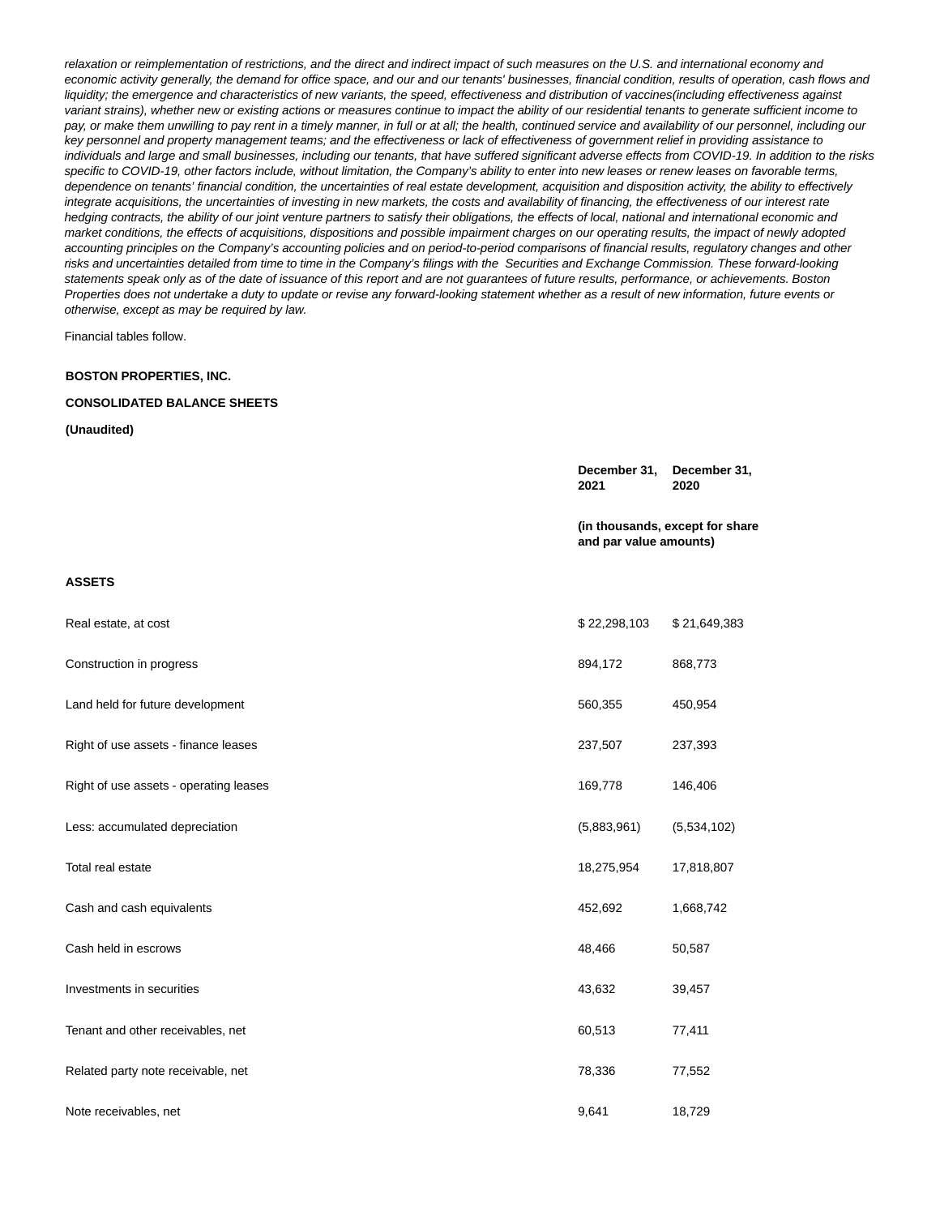*relaxation or reimplementation of restrictions, and the direct and indirect impact of such measures on the U.S. and international economy and economic activity generally, the demand for office space, and our and our tenants' businesses, financial condition, results of operation, cash flows and liquidity; the emergence and characteristics of new variants, the speed, effectiveness and distribution of vaccines(including effectiveness against variant strains), whether new or existing actions or measures continue to impact the ability of our residential tenants to generate sufficient income to pay, or make them unwilling to pay rent in a timely manner, in full or at all; the health, continued service and availability of our personnel, including our key personnel and property management teams; and the effectiveness or lack of effectiveness of government relief in providing assistance to individuals and large and small businesses, including our tenants, that have suffered significant adverse effects from COVID-19. In addition to the risks specific to COVID-19, other factors include, without limitation, the Company's ability to enter into new leases or renew leases on favorable terms, dependence on tenants' financial condition, the uncertainties of real estate development, acquisition and disposition activity, the ability to effectively integrate acquisitions, the uncertainties of investing in new markets, the costs and availability of financing, the effectiveness of our interest rate hedging contracts, the ability of our joint venture partners to satisfy their obligations, the effects of local, national and international economic and market conditions, the effects of acquisitions, dispositions and possible impairment charges on our operating results, the impact of newly adopted accounting principles on the Company's accounting policies and on period-to-period comparisons of financial results, regulatory changes and other risks and uncertainties detailed from time to time in the Company's filings with the Securities and Exchange Commission. These forward-looking statements speak only as of the date of issuance of this report and are not guarantees of future results, performance, or achievements. Boston Properties does not undertake a duty to update or revise any forward-looking statement whether as a result of new information, future events or otherwise, except as may be required by law.*

Financial tables follow.

**BOSTON PROPERTIES, INC.**

**CONSOLIDATED BALANCE SHEETS**

**(Unaudited)**

| | December 31, 2021 | December 31, 2020 |
|---|---|---|
| | (in thousands, except for share and par value amounts) | |
| **ASSETS** | | |
| Real estate, at cost | $ 22,298,103 | $ 21,649,383 |
| Construction in progress | 894,172 | 868,773 |
| Land held for future development | 560,355 | 450,954 |
| Right of use assets - finance leases | 237,507 | 237,393 |
| Right of use assets - operating leases | 169,778 | 146,406 |
| Less: accumulated depreciation | (5,883,961) | (5,534,102) |
| Total real estate | 18,275,954 | 17,818,807 |
| Cash and cash equivalents | 452,692 | 1,668,742 |
| Cash held in escrows | 48,466 | 50,587 |
| Investments in securities | 43,632 | 39,457 |
| Tenant and other receivables, net | 60,513 | 77,411 |
| Related party note receivable, net | 78,336 | 77,552 |
| Note receivables, net | 9,641 | 18,729 |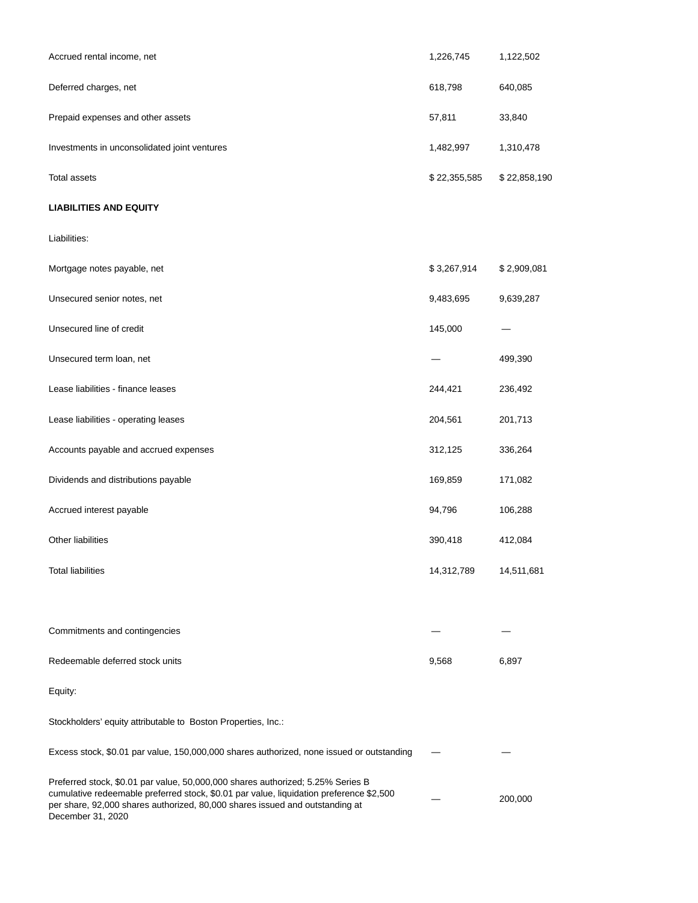| | | |
|---|---|---|
| Accrued rental income, net | 1,226,745 | 1,122,502 |
| Deferred charges, net | 618,798 | 640,085 |
| Prepaid expenses and other assets | 57,811 | 33,840 |
| Investments in unconsolidated joint ventures | 1,482,997 | 1,310,478 |
| Total assets | $ 22,355,585 | $ 22,858,190 |
| **LIABILITIES AND EQUITY** | | |
| Liabilities: | | |
| Mortgage notes payable, net | $ 3,267,914 | $ 2,909,081 |
| Unsecured senior notes, net | 9,483,695 | 9,639,287 |
| Unsecured line of credit | 145,000 | — |
| Unsecured term loan, net | — | 499,390 |
| Lease liabilities - finance leases | 244,421 | 236,492 |
| Lease liabilities - operating leases | 204,561 | 201,713 |
| Accounts payable and accrued expenses | 312,125 | 336,264 |
| Dividends and distributions payable | 169,859 | 171,082 |
| Accrued interest payable | 94,796 | 106,288 |
| Other liabilities | 390,418 | 412,084 |
| Total liabilities | 14,312,789 | 14,511,681 |
| | | |
| Commitments and contingencies | — | — |
| Redeemable deferred stock units | 9,568 | 6,897 |
| Equity: | | |
| Stockholders' equity attributable to Boston Properties, Inc.: | | |
| Excess stock, $0.01 par value, 150,000,000 shares authorized, none issued or outstanding | — | — |
| Preferred stock, $0.01 par value, 50,000,000 shares authorized; 5.25% Series B cumulative redeemable preferred stock, $0.01 par value, liquidation preference $2,500 per share, 92,000 shares authorized, 80,000 shares issued and outstanding at December 31, 2020 | — | 200,000 |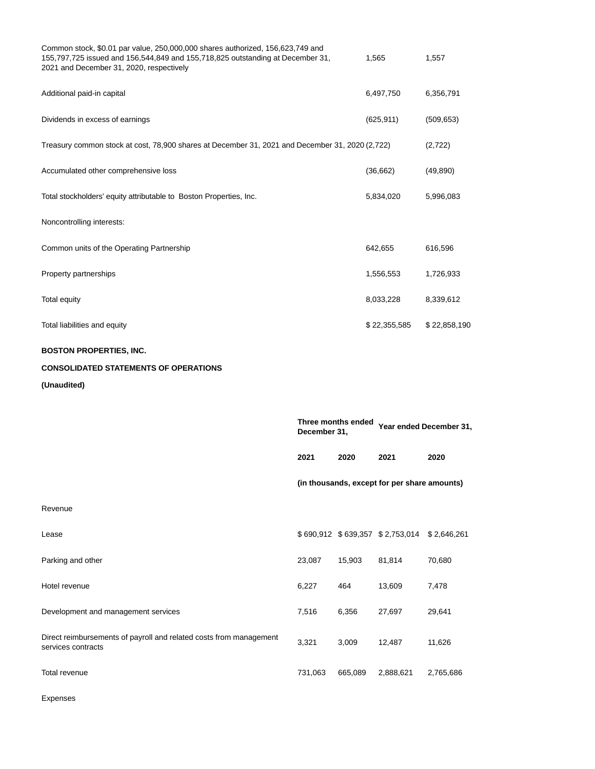| | 2021 | 2020 |
|---|---|---|
| Common stock, $0.01 par value, 250,000,000 shares authorized, 156,623,749 and 155,797,725 issued and 156,544,849 and 155,718,825 outstanding at December 31, 2021 and December 31, 2020, respectively | 1,565 | 1,557 |
| Additional paid-in capital | 6,497,750 | 6,356,791 |
| Dividends in excess of earnings | (625,911) | (509,653) |
| Treasury common stock at cost, 78,900 shares at December 31, 2021 and December 31, 2020 | (2,722) | (2,722) |
| Accumulated other comprehensive loss | (36,662) | (49,890) |
| Total stockholders' equity attributable to Boston Properties, Inc. | 5,834,020 | 5,996,083 |
| Noncontrolling interests: | | |
| Common units of the Operating Partnership | 642,655 | 616,596 |
| Property partnerships | 1,556,553 | 1,726,933 |
| Total equity | 8,033,228 | 8,339,612 |
| Total liabilities and equity | $ 22,355,585 | $ 22,858,190 |

**BOSTON PROPERTIES, INC.**

**CONSOLIDATED STATEMENTS OF OPERATIONS**

**(Unaudited)**

| | **Three months ended December 31,** | | **Year ended December 31,** | |
|---|---|---|---|---|
| | **2021** | **2020** | **2021** | **2020** |
| | **(in thousands, except for per share amounts)** | | | |
| Revenue | | | | |
| Lease | $ 690,912 | $ 639,357 | $ 2,753,014 | $ 2,646,261 |
| Parking and other | 23,087 | 15,903 | 81,814 | 70,680 |
| Hotel revenue | 6,227 | 464 | 13,609 | 7,478 |
| Development and management services | 7,516 | 6,356 | 27,697 | 29,641 |
| Direct reimbursements of payroll and related costs from management services contracts | 3,321 | 3,009 | 12,487 | 11,626 |
| Total revenue | 731,063 | 665,089 | 2,888,621 | 2,765,686 |
| Expenses | | | | |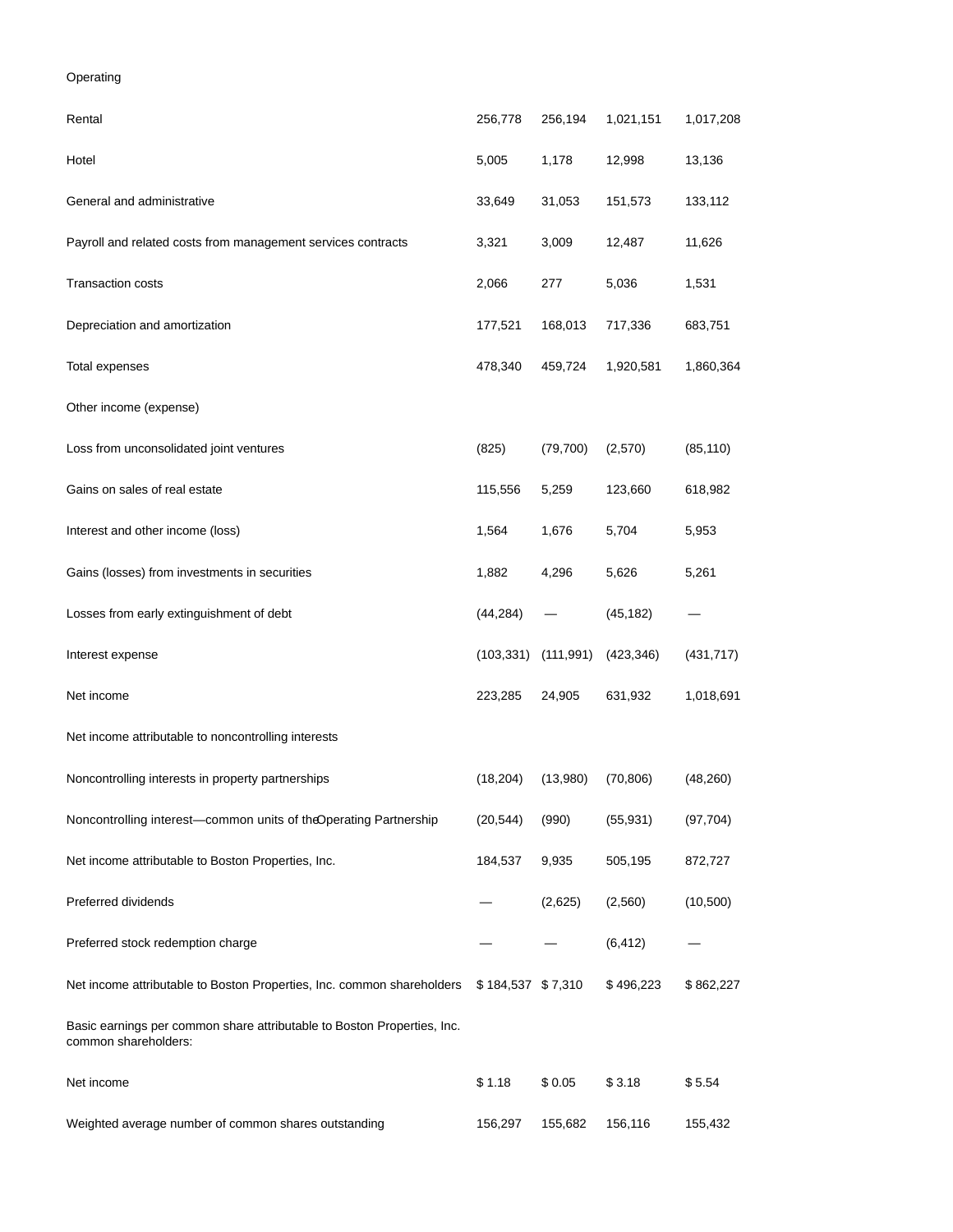| | | | | |
|---|---|---|---|---|
| Operating | | | | |
| Rental | 256,778 | 256,194 | 1,021,151 | 1,017,208 |
| Hotel | 5,005 | 1,178 | 12,998 | 13,136 |
| General and administrative | 33,649 | 31,053 | 151,573 | 133,112 |
| Payroll and related costs from management services contracts | 3,321 | 3,009 | 12,487 | 11,626 |
| Transaction costs | 2,066 | 277 | 5,036 | 1,531 |
| Depreciation and amortization | 177,521 | 168,013 | 717,336 | 683,751 |
| Total expenses | 478,340 | 459,724 | 1,920,581 | 1,860,364 |
| Other income (expense) | | | | |
| Loss from unconsolidated joint ventures | (825) | (79,700) | (2,570) | (85,110) |
| Gains on sales of real estate | 115,556 | 5,259 | 123,660 | 618,982 |
| Interest and other income (loss) | 1,564 | 1,676 | 5,704 | 5,953 |
| Gains (losses) from investments in securities | 1,882 | 4,296 | 5,626 | 5,261 |
| Losses from early extinguishment of debt | (44,284) | — | (45,182) | — |
| Interest expense | (103,331) | (111,991) | (423,346) | (431,717) |
| Net income | 223,285 | 24,905 | 631,932 | 1,018,691 |
| Net income attributable to noncontrolling interests | | | | |
| Noncontrolling interests in property partnerships | (18,204) | (13,980) | (70,806) | (48,260) |
| Noncontrolling interest—common units of the Operating Partnership | (20,544) | (990) | (55,931) | (97,704) |
| Net income attributable to Boston Properties, Inc. | 184,537 | 9,935 | 505,195 | 872,727 |
| Preferred dividends | — | (2,625) | (2,560) | (10,500) |
| Preferred stock redemption charge | — | — | (6,412) | — |
| Net income attributable to Boston Properties, Inc. common shareholders | $ 184,537 | $ 7,310 | $ 496,223 | $ 862,227 |
| Basic earnings per common share attributable to Boston Properties, Inc. common shareholders: | | | | |
| Net income | $ 1.18 | $ 0.05 | $ 3.18 | $ 5.54 |
| Weighted average number of common shares outstanding | 156,297 | 155,682 | 156,116 | 155,432 |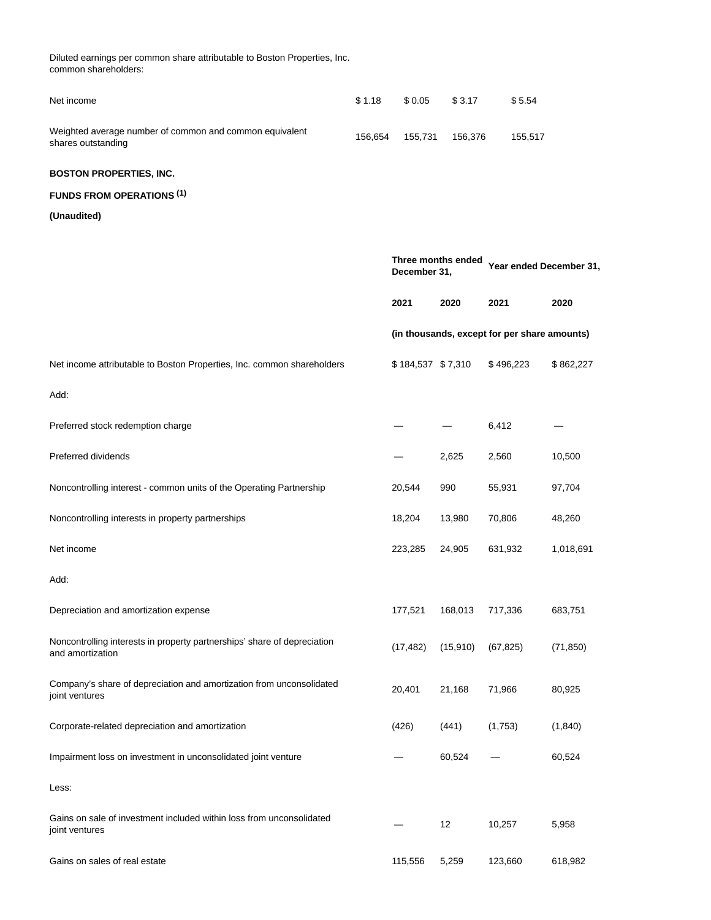| | | | | |
|---|---|---|---|---|
| Diluted earnings per common share attributable to Boston Properties, Inc. common shareholders: | | | | |
| Net income | $ 1.18 | $ 0.05 | $ 3.17 | $ 5.54 |
| Weighted average number of common and common equivalent shares outstanding | 156,654 | 155,731 | 156,376 | 155,517 |

**BOSTON PROPERTIES, INC.**

**FUNDS FROM OPERATIONS (1)**

**(Unaudited)**

| | Three months ended December 31, | | Year ended December 31, | |
|---|---|---|---|---|
| | **2021** | **2020** | **2021** | **2020** |
| | **(in thousands, except for per share amounts)** | | | |
| Net income attributable to Boston Properties, Inc. common shareholders | $ 184,537 | $ 7,310 | $ 496,223 | $ 862,227 |
| Add: | | | | |
| Preferred stock redemption charge | — | — | 6,412 | — |
| Preferred dividends | — | 2,625 | 2,560 | 10,500 |
| Noncontrolling interest - common units of the Operating Partnership | 20,544 | 990 | 55,931 | 97,704 |
| Noncontrolling interests in property partnerships | 18,204 | 13,980 | 70,806 | 48,260 |
| Net income | 223,285 | 24,905 | 631,932 | 1,018,691 |
| Add: | | | | |
| Depreciation and amortization expense | 177,521 | 168,013 | 717,336 | 683,751 |
| Noncontrolling interests in property partnerships' share of depreciation and amortization | (17,482) | (15,910) | (67,825) | (71,850) |
| Company's share of depreciation and amortization from unconsolidated joint ventures | 20,401 | 21,168 | 71,966 | 80,925 |
| Corporate-related depreciation and amortization | (426) | (441) | (1,753) | (1,840) |
| Impairment loss on investment in unconsolidated joint venture | — | 60,524 | — | 60,524 |
| Less: | | | | |
| Gains on sale of investment included within loss from unconsolidated joint ventures | — | 12 | 10,257 | 5,958 |
| Gains on sales of real estate | 115,556 | 5,259 | 123,660 | 618,982 |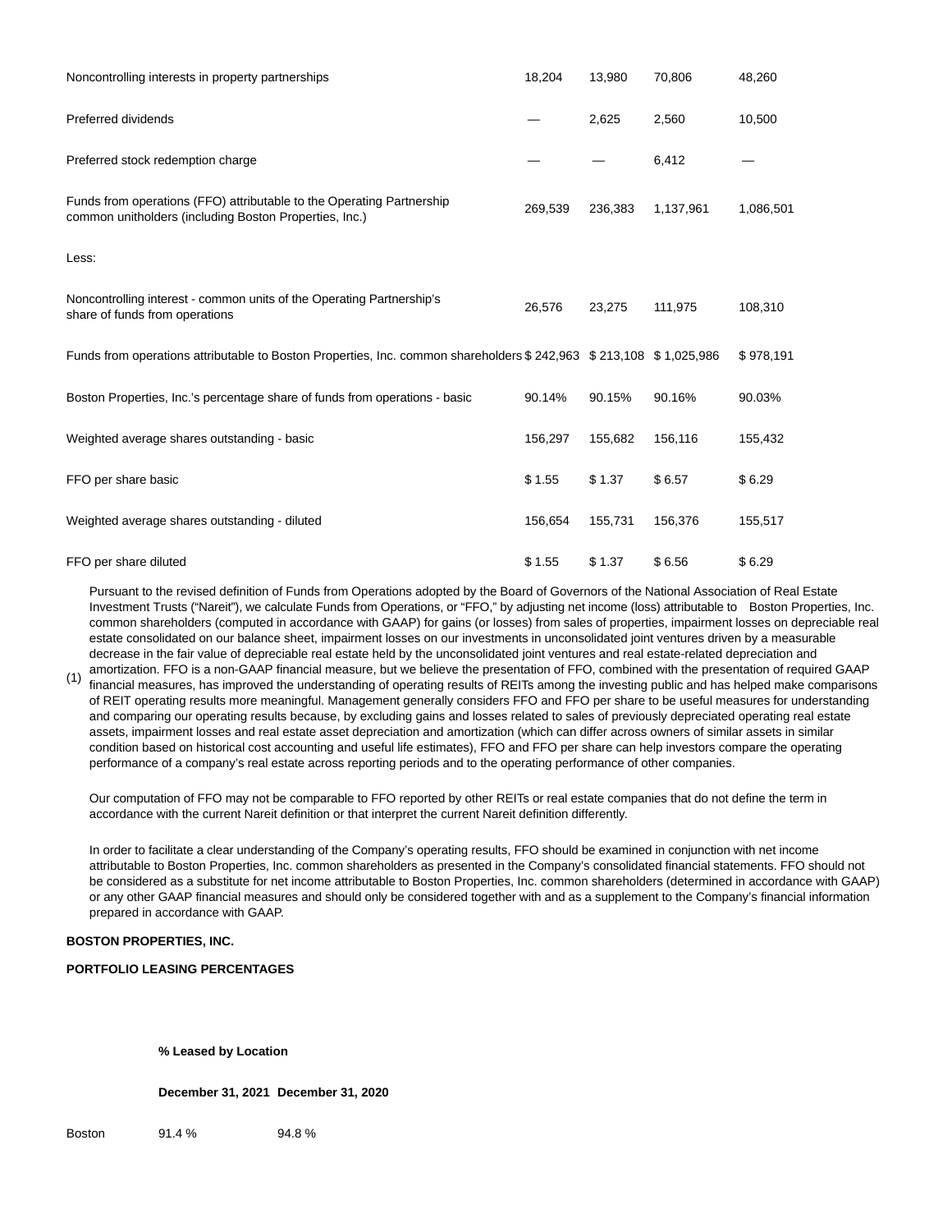| | | | | |
|---|---|---|---|---|
| Noncontrolling interests in property partnerships | 18,204 | 13,980 | 70,806 | 48,260 |
| Preferred dividends | — | 2,625 | 2,560 | 10,500 |
| Preferred stock redemption charge | — | — | 6,412 | — |
| Funds from operations (FFO) attributable to the Operating Partnership common unitholders (including Boston Properties, Inc.) | 269,539 | 236,383 | 1,137,961 | 1,086,501 |
| Less: | | | | |
| Noncontrolling interest - common units of the Operating Partnership's share of funds from operations | 26,576 | 23,275 | 111,975 | 108,310 |
| Funds from operations attributable to Boston Properties, Inc. common shareholders | $ 242,963 | $ 213,108 | $ 1,025,986 | $ 978,191 |
| Boston Properties, Inc.'s percentage share of funds from operations - basic | 90.14% | 90.15% | 90.16% | 90.03% |
| Weighted average shares outstanding - basic | 156,297 | 155,682 | 156,116 | 155,432 |
| FFO per share basic | $ 1.55 | $ 1.37 | $ 6.57 | $ 6.29 |
| Weighted average shares outstanding - diluted | 156,654 | 155,731 | 156,376 | 155,517 |
| FFO per share diluted | $ 1.55 | $ 1.37 | $ 6.56 | $ 6.29 |

(1) Pursuant to the revised definition of Funds from Operations adopted by the Board of Governors of the National Association of Real Estate Investment Trusts ("Nareit"), we calculate Funds from Operations, or "FFO," by adjusting net income (loss) attributable to Boston Properties, Inc. common shareholders (computed in accordance with GAAP) for gains (or losses) from sales of properties, impairment losses on depreciable real estate consolidated on our balance sheet, impairment losses on our investments in unconsolidated joint ventures driven by a measurable decrease in the fair value of depreciable real estate held by the unconsolidated joint ventures and real estate-related depreciation and amortization. FFO is a non-GAAP financial measure, but we believe the presentation of FFO, combined with the presentation of required GAAP financial measures, has improved the understanding of operating results of REITs among the investing public and has helped make comparisons of REIT operating results more meaningful. Management generally considers FFO and FFO per share to be useful measures for understanding and comparing our operating results because, by excluding gains and losses related to sales of previously depreciated operating real estate assets, impairment losses and real estate asset depreciation and amortization (which can differ across owners of similar assets in similar condition based on historical cost accounting and useful life estimates), FFO and FFO per share can help investors compare the operating performance of a company's real estate across reporting periods and to the operating performance of other companies.

Our computation of FFO may not be comparable to FFO reported by other REITs or real estate companies that do not define the term in accordance with the current Nareit definition or that interpret the current Nareit definition differently.

In order to facilitate a clear understanding of the Company's operating results, FFO should be examined in conjunction with net income attributable to Boston Properties, Inc. common shareholders as presented in the Company's consolidated financial statements. FFO should not be considered as a substitute for net income attributable to Boston Properties, Inc. common shareholders (determined in accordance with GAAP) or any other GAAP financial measures and should only be considered together with and as a supplement to the Company's financial information prepared in accordance with GAAP.

**BOSTON PROPERTIES, INC.**

**PORTFOLIO LEASING PERCENTAGES**

| | **% Leased by Location** | |
|---|---|---|
| | **December 31, 2021** | **December 31, 2020** |
| Boston | 91.4 % | 94.8 % |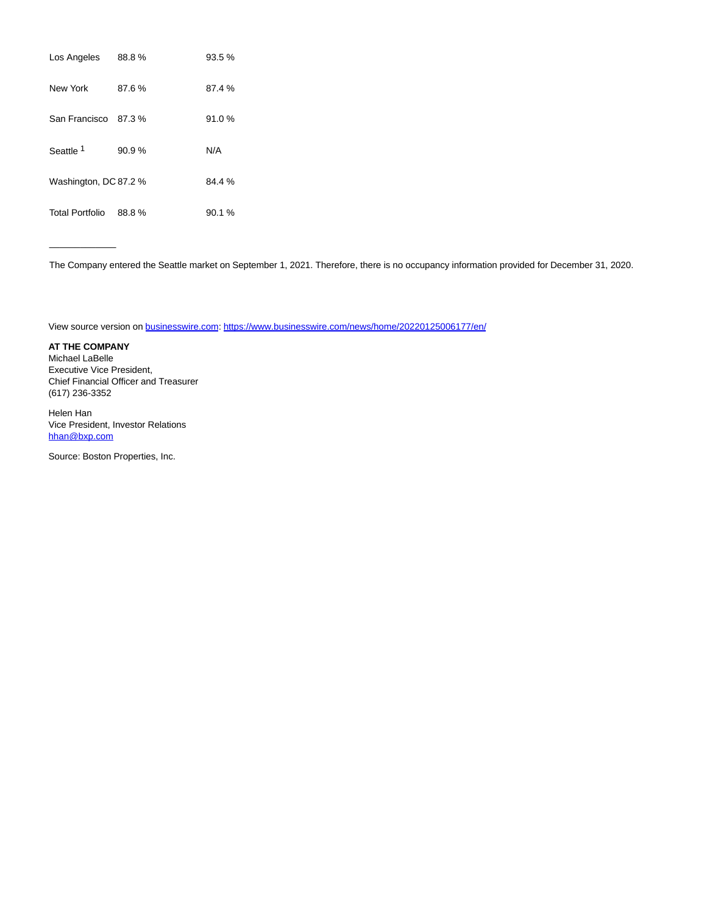| | | |
|---|---|---|
| Los Angeles | 88.8 % | 93.5 % |
| New York | 87.6 % | 87.4 % |
| San Francisco | 87.3 % | 91.0 % |
| Seattle [1] | 90.9 % | N/A |
| Washington, DC | 87.2 % | 84.4 % |
| Total Portfolio | 88.8 % | 90.1 % |

---

The Company entered the Seattle market on September 1, 2021. Therefore, there is no occupancy information provided for December 31, 2020.

View source version on businesswire.com: https://www.businesswire.com/news/home/20220125006177/en/

**AT THE COMPANY**
Michael LaBelle
Executive Vice President,
Chief Financial Officer and Treasurer
(617) 236-3352

Helen Han
Vice President, Investor Relations
hhan@bxp.com

Source: Boston Properties, Inc.